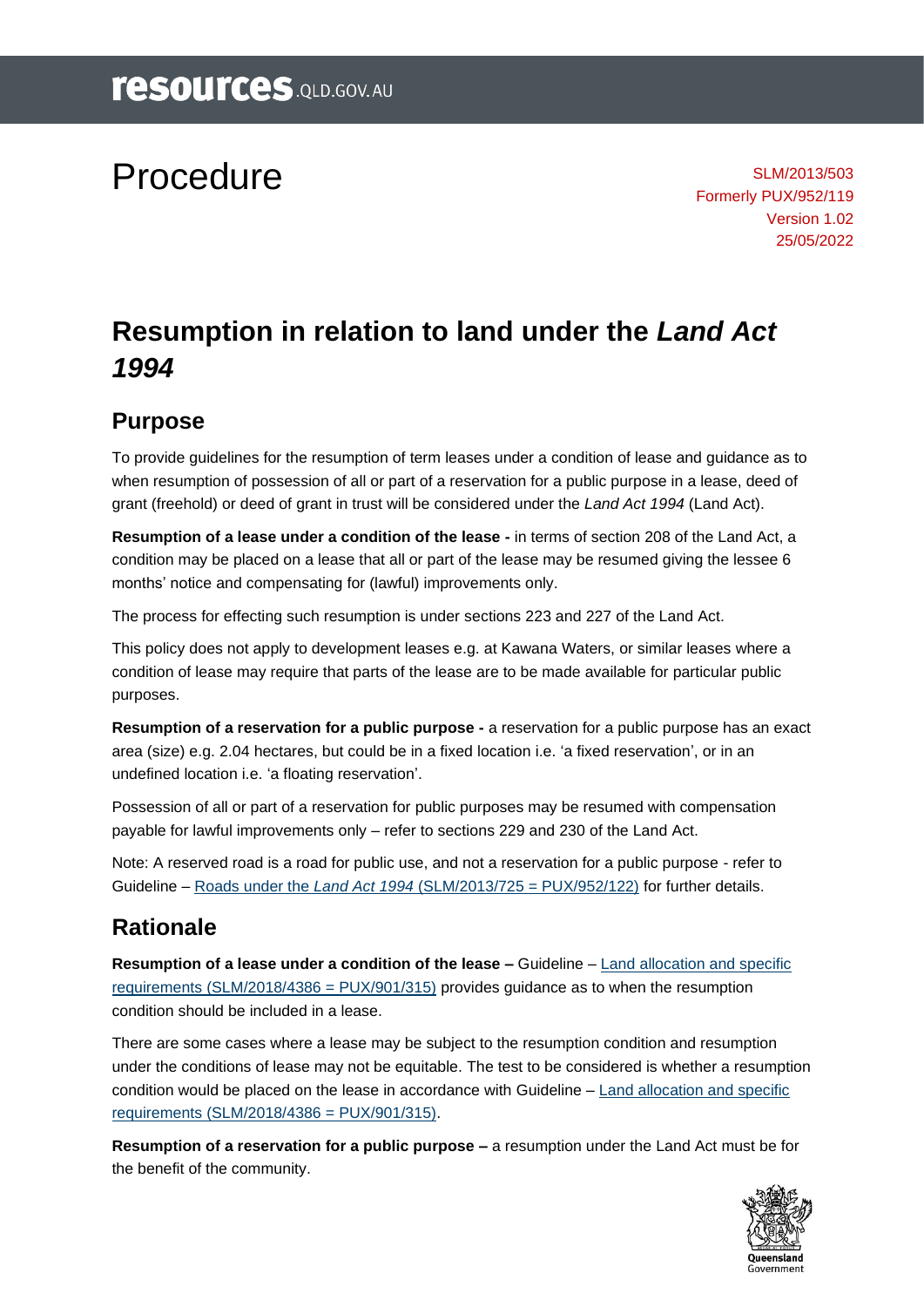# Procedure

SLM/2013/503
Formerly PUX/952/119
Version 1.02
25/05/2022

# Resumption in relation to land under the *Land Act 1994*

## Purpose

To provide guidelines for the resumption of term leases under a condition of lease and guidance as to when resumption of possession of all or part of a reservation for a public purpose in a lease, deed of grant (freehold) or deed of grant in trust will be considered under the *Land Act 1994* (Land Act).

**Resumption of a lease under a condition of the lease -** in terms of section 208 of the Land Act, a condition may be placed on a lease that all or part of the lease may be resumed giving the lessee 6 months' notice and compensating for (lawful) improvements only.

The process for effecting such resumption is under sections 223 and 227 of the Land Act.

This policy does not apply to development leases e.g. at Kawana Waters, or similar leases where a condition of lease may require that parts of the lease are to be made available for particular public purposes.

**Resumption of a reservation for a public purpose -** a reservation for a public purpose has an exact area (size) e.g. 2.04 hectares, but could be in a fixed location i.e. 'a fixed reservation', or in an undefined location i.e. 'a floating reservation'.

Possession of all or part of a reservation for public purposes may be resumed with compensation payable for lawful improvements only – refer to sections 229 and 230 of the Land Act.

Note: A reserved road is a road for public use, and not a reservation for a public purpose - refer to Guideline – Roads under the *Land Act 1994* (SLM/2013/725 = PUX/952/122) for further details.

## Rationale

**Resumption of a lease under a condition of the lease –** Guideline – Land allocation and specific requirements (SLM/2018/4386 = PUX/901/315) provides guidance as to when the resumption condition should be included in a lease.

There are some cases where a lease may be subject to the resumption condition and resumption under the conditions of lease may not be equitable. The test to be considered is whether a resumption condition would be placed on the lease in accordance with Guideline – Land allocation and specific requirements (SLM/2018/4386 = PUX/901/315).

**Resumption of a reservation for a public purpose –** a resumption under the Land Act must be for the benefit of the community.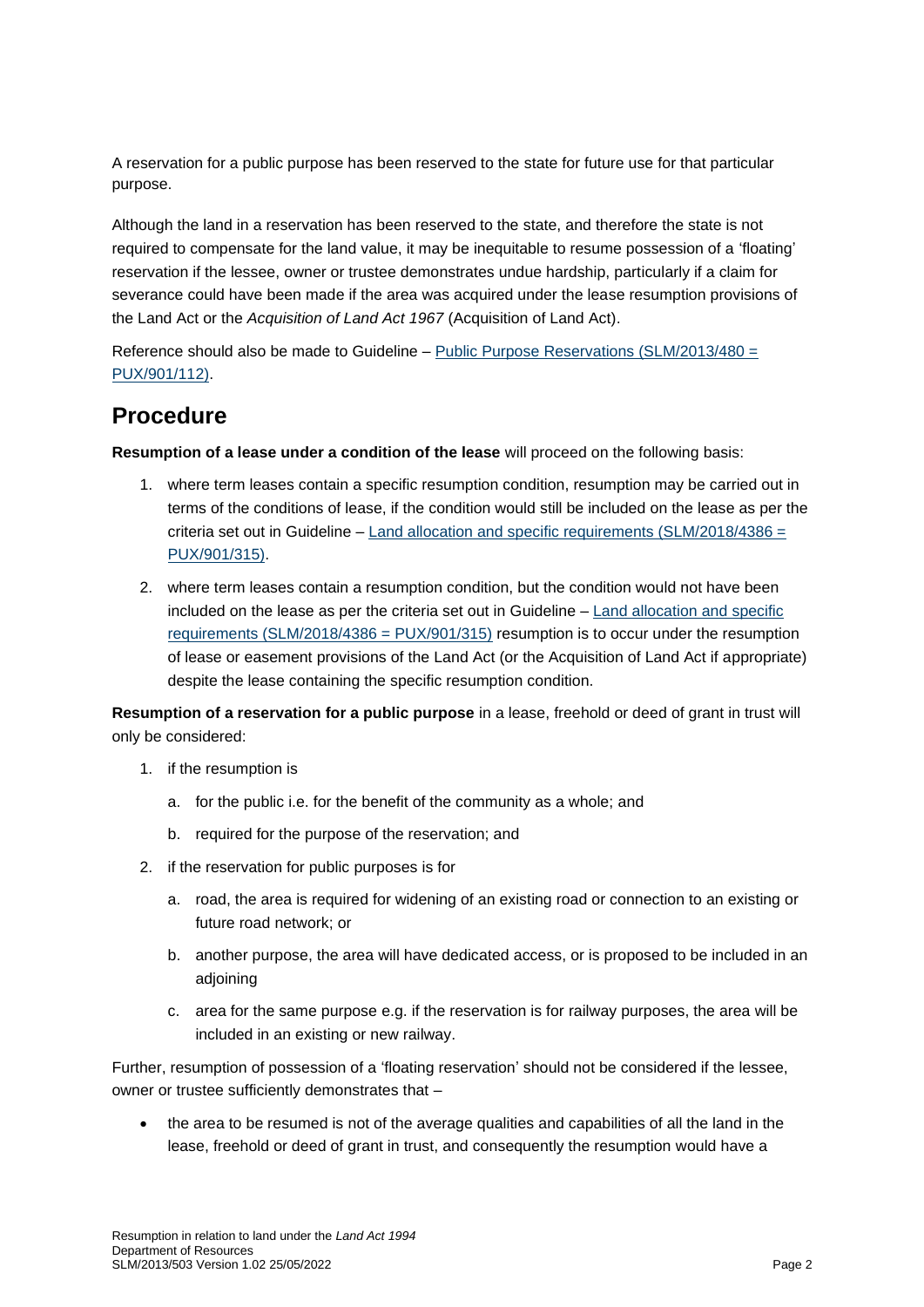A reservation for a public purpose has been reserved to the state for future use for that particular purpose.

Although the land in a reservation has been reserved to the state, and therefore the state is not required to compensate for the land value, it may be inequitable to resume possession of a 'floating' reservation if the lessee, owner or trustee demonstrates undue hardship, particularly if a claim for severance could have been made if the area was acquired under the lease resumption provisions of the Land Act or the *Acquisition of Land Act 1967* (Acquisition of Land Act).

Reference should also be made to Guideline – [Public Purpose Reservations (SLM/2013/480 = PUX/901/112)](#).

## Procedure

**Resumption of a lease under a condition of the lease** will proceed on the following basis:

1. where term leases contain a specific resumption condition, resumption may be carried out in terms of the conditions of lease, if the condition would still be included on the lease as per the criteria set out in Guideline – [Land allocation and specific requirements (SLM/2018/4386 = PUX/901/315)](#).
2. where term leases contain a resumption condition, but the condition would not have been included on the lease as per the criteria set out in Guideline – [Land allocation and specific requirements (SLM/2018/4386 = PUX/901/315)](#) resumption is to occur under the resumption of lease or easement provisions of the Land Act (or the Acquisition of Land Act if appropriate) despite the lease containing the specific resumption condition.

**Resumption of a reservation for a public purpose** in a lease, freehold or deed of grant in trust will only be considered:

1. if the resumption is
   a. for the public i.e. for the benefit of the community as a whole; and
   b. required for the purpose of the reservation; and
2. if the reservation for public purposes is for
   a. road, the area is required for widening of an existing road or connection to an existing or future road network; or
   b. another purpose, the area will have dedicated access, or is proposed to be included in an adjoining
   c. area for the same purpose e.g. if the reservation is for railway purposes, the area will be included in an existing or new railway.

Further, resumption of possession of a 'floating reservation' should not be considered if the lessee, owner or trustee sufficiently demonstrates that –

- the area to be resumed is not of the average qualities and capabilities of all the land in the lease, freehold or deed of grant in trust, and consequently the resumption would have a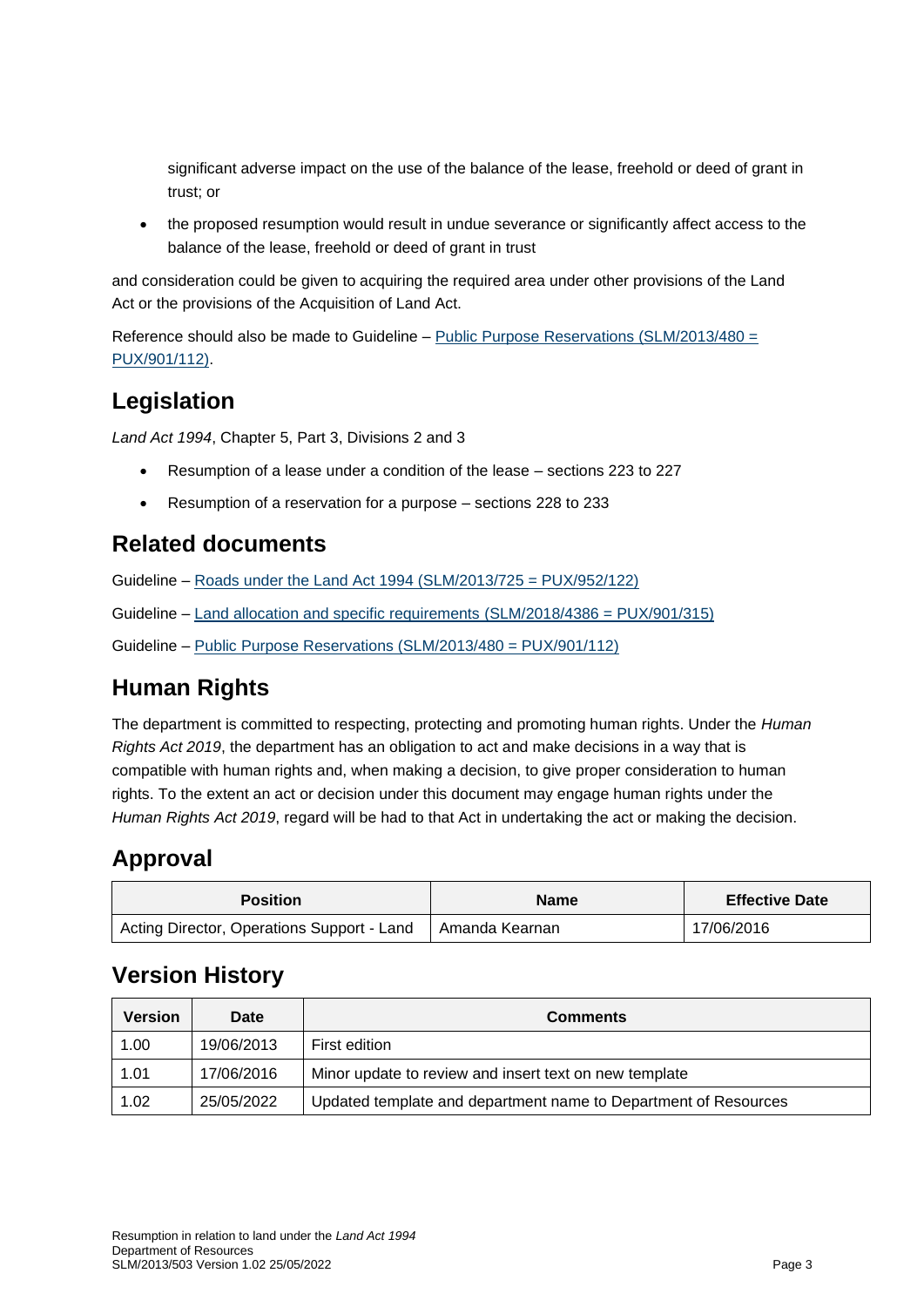significant adverse impact on the use of the balance of the lease, freehold or deed of grant in trust; or

- the proposed resumption would result in undue severance or significantly affect access to the balance of the lease, freehold or deed of grant in trust

and consideration could be given to acquiring the required area under other provisions of the Land Act or the provisions of the Acquisition of Land Act.

Reference should also be made to Guideline – Public Purpose Reservations (SLM/2013/480 = PUX/901/112).

## Legislation

*Land Act 1994*, Chapter 5, Part 3, Divisions 2 and 3

- Resumption of a lease under a condition of the lease – sections 223 to 227
- Resumption of a reservation for a purpose – sections 228 to 233

## Related documents

Guideline – Roads under the Land Act 1994 (SLM/2013/725 = PUX/952/122)

Guideline – Land allocation and specific requirements (SLM/2018/4386 = PUX/901/315)

Guideline – Public Purpose Reservations (SLM/2013/480 = PUX/901/112)

## Human Rights

The department is committed to respecting, protecting and promoting human rights. Under the *Human Rights Act 2019*, the department has an obligation to act and make decisions in a way that is compatible with human rights and, when making a decision, to give proper consideration to human rights. To the extent an act or decision under this document may engage human rights under the *Human Rights Act 2019*, regard will be had to that Act in undertaking the act or making the decision.

## Approval

| Position | Name | Effective Date |
|---|---|---|
| Acting Director, Operations Support - Land | Amanda Kearnan | 17/06/2016 |

## Version History

| Version | Date | Comments |
|---|---|---|
| 1.00 | 19/06/2013 | First edition |
| 1.01 | 17/06/2016 | Minor update to review and insert text on new template |
| 1.02 | 25/05/2022 | Updated template and department name to Department of Resources |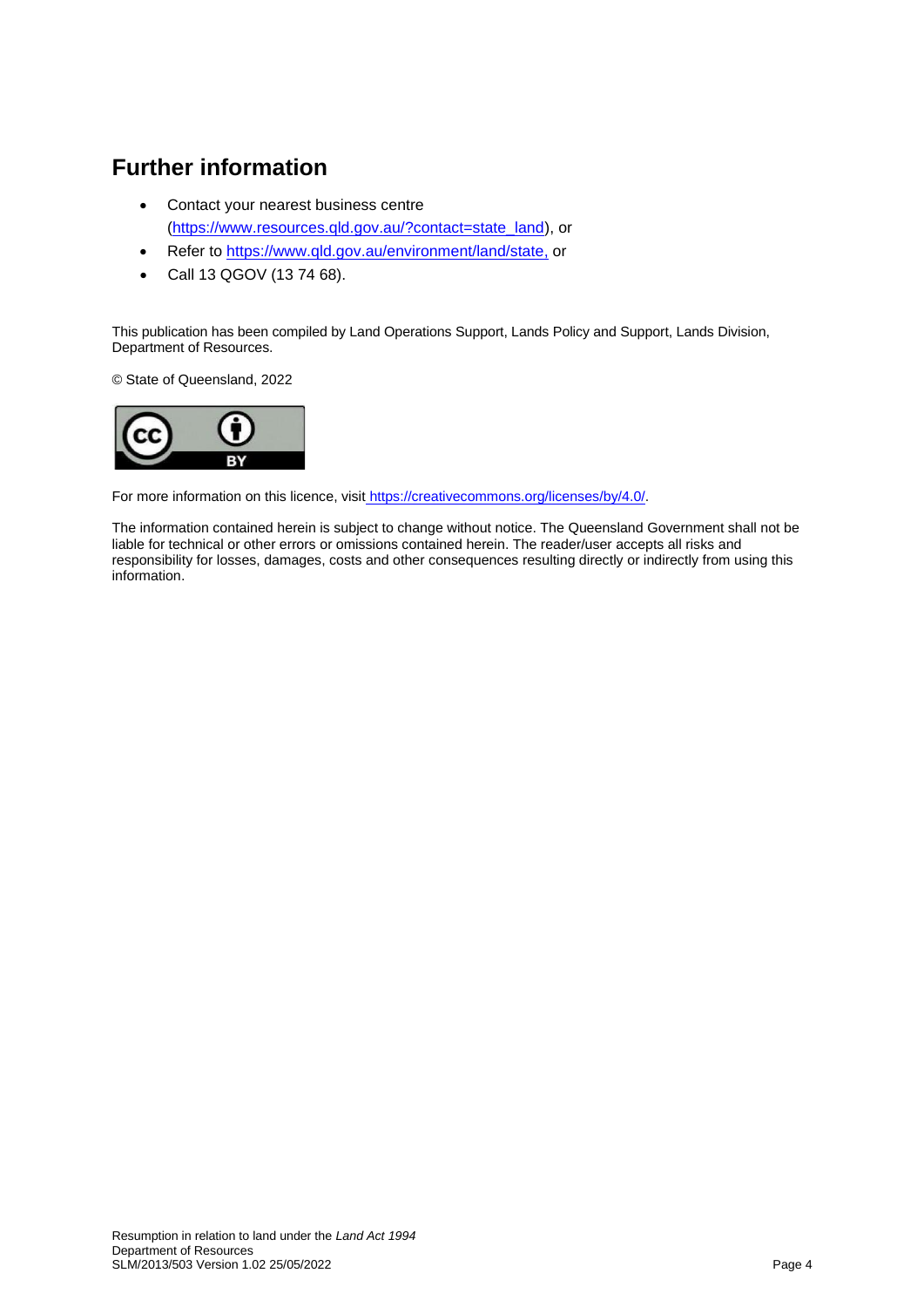## Further information

- Contact your nearest business centre (https://www.resources.qld.gov.au/?contact=state_land), or
- Refer to https://www.qld.gov.au/environment/land/state, or
- Call 13 QGOV (13 74 68).

This publication has been compiled by Land Operations Support, Lands Policy and Support, Lands Division, Department of Resources.

© State of Queensland, 2022

For more information on this licence, visit https://creativecommons.org/licenses/by/4.0/.

The information contained herein is subject to change without notice. The Queensland Government shall not be liable for technical or other errors or omissions contained herein. The reader/user accepts all risks and responsibility for losses, damages, costs and other consequences resulting directly or indirectly from using this information.